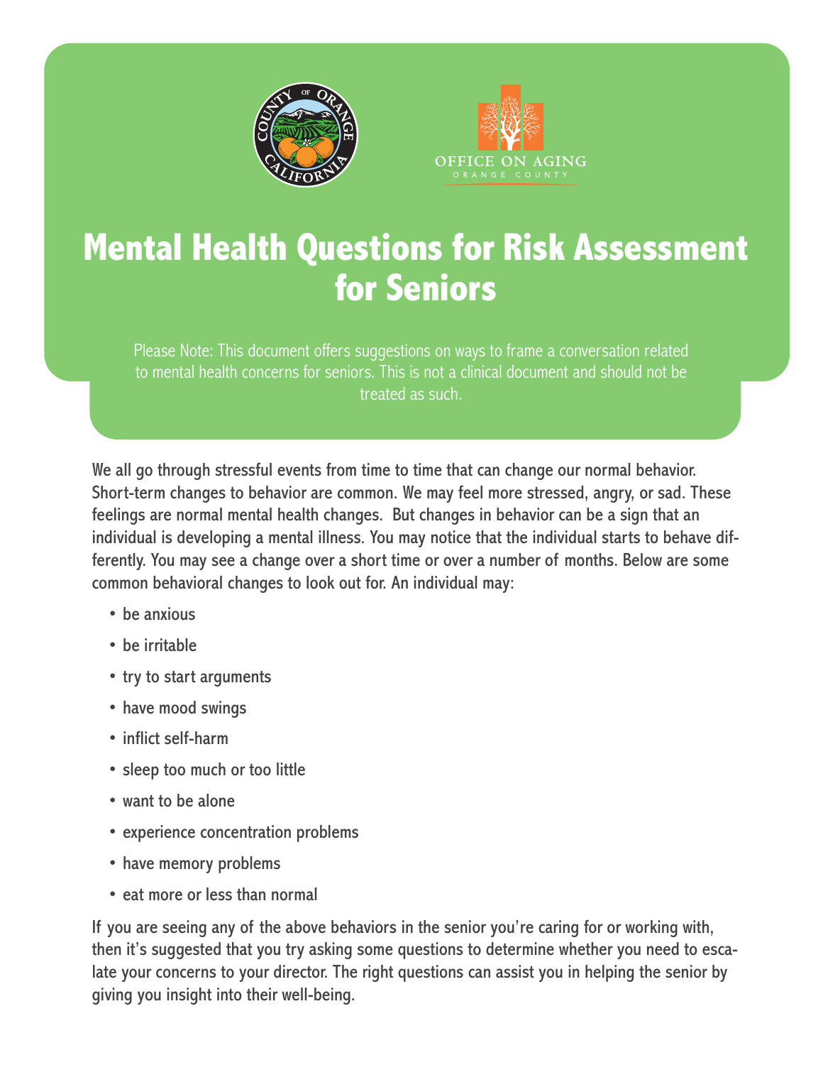# Mental Health Questions for Risk Assessment for Seniors

Please Note: This document offers suggestions on ways to frame a conversation related to mental health concerns for seniors. This is not a clinical document and should not be treated as such.

We all go through stressful events from time to time that can change our normal behavior. Short-term changes to behavior are common. We may feel more stressed, angry, or sad. These feelings are normal mental health changes. But changes in behavior can be a sign that an individual is developing a mental illness. You may notice that the individual starts to behave differently. You may see a change over a short time or over a number of months. Below are some common behavioral changes to look out for. An individual may:

- be anxious
- be irritable
- try to start arguments
- have mood swings
- inflict self-harm
- sleep too much or too little
- want to be alone
- experience concentration problems
- have memory problems
- eat more or less than normal

If you are seeing any of the above behaviors in the senior you're caring for or working with, then it's suggested that you try asking some questions to determine whether you need to escalate your concerns to your director. The right questions can assist you in helping the senior by giving you insight into their well-being.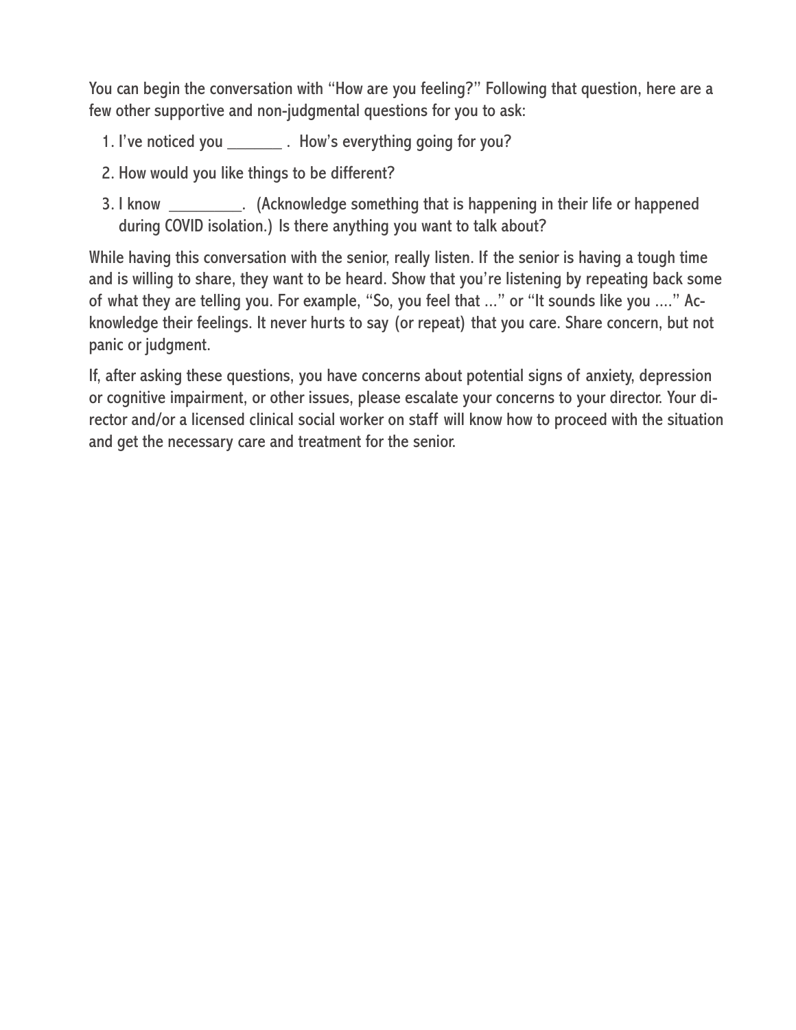You can begin the conversation with "How are you feeling?" Following that question, here are a few other supportive and non-judgmental questions for you to ask:

1. I've noticed you _______ . How's everything going for you?
2. How would you like things to be different?
3. I know _________. (Acknowledge something that is happening in their life or happened during COVID isolation.) Is there anything you want to talk about?

While having this conversation with the senior, really listen. If the senior is having a tough time and is willing to share, they want to be heard. Show that you're listening by repeating back some of what they are telling you. For example, "So, you feel that ..." or "It sounds like you ...." Acknowledge their feelings. It never hurts to say (or repeat) that you care. Share concern, but not panic or judgment.

If, after asking these questions, you have concerns about potential signs of anxiety, depression or cognitive impairment, or other issues, please escalate your concerns to your director. Your director and/or a licensed clinical social worker on staff will know how to proceed with the situation and get the necessary care and treatment for the senior.